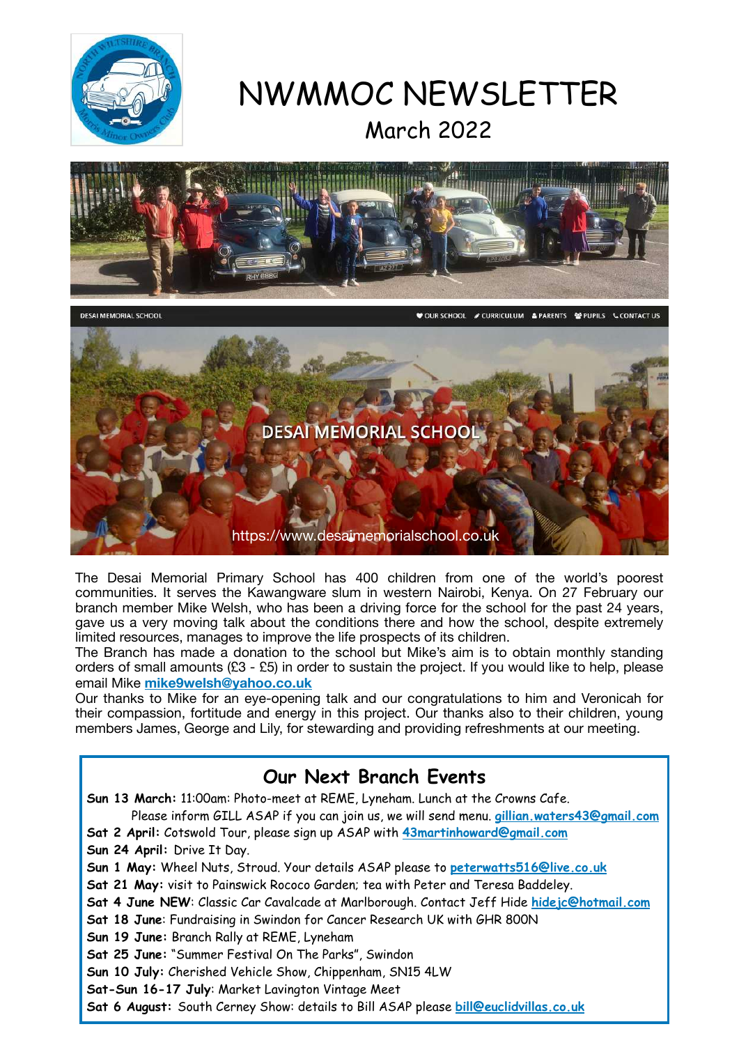# NWMMOC NEWSLETTER

## March 2022

The Desai Memorial Primary School has 400 children from one of the world's poorest communities. It serves the Kawangware slum in western Nairobi, Kenya. On 27 February our branch member Mike Welsh, who has been a driving force for the school for the past 24 years, gave us a very moving talk about the conditions there and how the school, despite extremely limited resources, manages to improve the life prospects of its children.

The Branch has made a donation to the school but Mike's aim is to obtain monthly standing orders of small amounts (£3 - £5) in order to sustain the project. If you would like to help, please email Mike **mike9welsh@yahoo.co.uk**

Our thanks to Mike for an eye-opening talk and our congratulations to him and Veronicah for their compassion, fortitude and energy in this project. Our thanks also to their children, young members James, George and Lily, for stewarding and providing refreshments at our meeting.

## Our Next Branch Events

**Sun 13 March:** 11:00am: Photo-meet at REME, Lyneham. Lunch at the Crowns Cafe. Please inform GILL ASAP if you can join us, we will send menu. **gillian.waters43@gmail.com**

**Sat 2 April:** Cotswold Tour, please sign up ASAP with **43martinhoward@gmail.com**

**Sun 24 April:** Drive It Day.

**Sun 1 May:** Wheel Nuts, Stroud. Your details ASAP please to **peterwatts516@live.co.uk**

**Sat 21 May:** visit to Painswick Rococo Garden; tea with Peter and Teresa Baddeley.

**Sat 4 June NEW**: Classic Car Cavalcade at Marlborough. Contact Jeff Hide **hidejc@hotmail.com**

**Sat 18 June**: Fundraising in Swindon for Cancer Research UK with GHR 800N

**Sun 19 June:** Branch Rally at REME, Lyneham

**Sat 25 June:** "Summer Festival On The Parks", Swindon

**Sun 10 July:** Cherished Vehicle Show, Chippenham, SN15 4LW

**Sat-Sun 16-17 July**: Market Lavington Vintage Meet

**Sat 6 August:** South Cerney Show: details to Bill ASAP please **bill@euclidvillas.co.uk**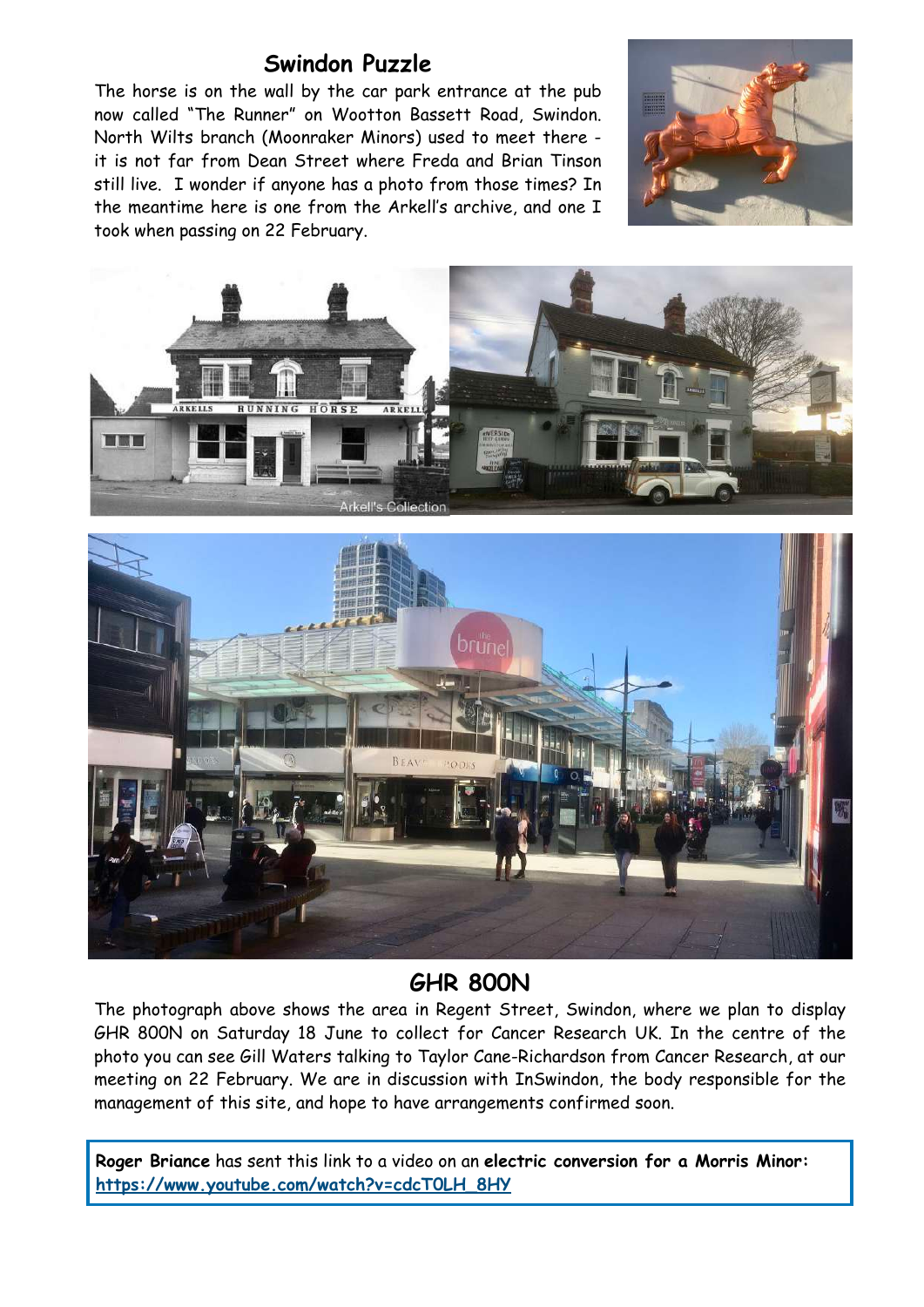## Swindon Puzzle

The horse is on the wall by the car park entrance at the pub now called "The Runner" on Wootton Bassett Road, Swindon. North Wilts branch (Moonraker Minors) used to meet there - it is not far from Dean Street where Freda and Brian Tinson still live. I wonder if anyone has a photo from those times? In the meantime here is one from the Arkell's archive, and one I took when passing on 22 February.

## GHR 800N

The photograph above shows the area in Regent Street, Swindon, where we plan to display GHR 800N on Saturday 18 June to collect for Cancer Research UK. In the centre of the photo you can see Gill Waters talking to Taylor Cane-Richardson from Cancer Research, at our meeting on 22 February. We are in discussion with InSwindon, the body responsible for the management of this site, and hope to have arrangements confirmed soon.

**Roger Briance** has sent this link to a video on an **electric conversion for a Morris Minor:** https://www.youtube.com/watch?v=cdcT0LH_8HY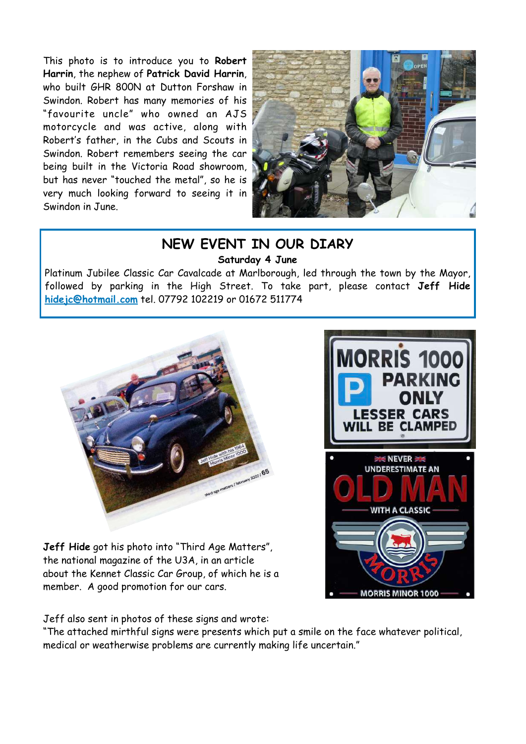This photo is to introduce you to **Robert Harrin**, the nephew of **Patrick David Harrin**, who built GHR 800N at Dutton Forshaw in Swindon. Robert has many memories of his "favourite uncle" who owned an AJS motorcycle and was active, along with Robert's father, in the Cubs and Scouts in Swindon. Robert remembers seeing the car being built in the Victoria Road showroom, but has never "touched the metal", so he is very much looking forward to seeing it in Swindon in June.

## NEW EVENT IN OUR DIARY

**Saturday 4 June**

Platinum Jubilee Classic Car Cavalcade at Marlborough, led through the town by the Mayor, followed by parking in the High Street. To take part, please contact **Jeff Hide** hidejc@hotmail.com tel. 07792 102219 or 01672 511774

**Jeff Hide** got his photo into "Third Age Matters", the national magazine of the U3A, in an article about the Kennet Classic Car Group, of which he is a member. A good promotion for our cars.

Jeff also sent in photos of these signs and wrote:
"The attached mirthful signs were presents which put a smile on the face whatever political, medical or weatherwise problems are currently making life uncertain."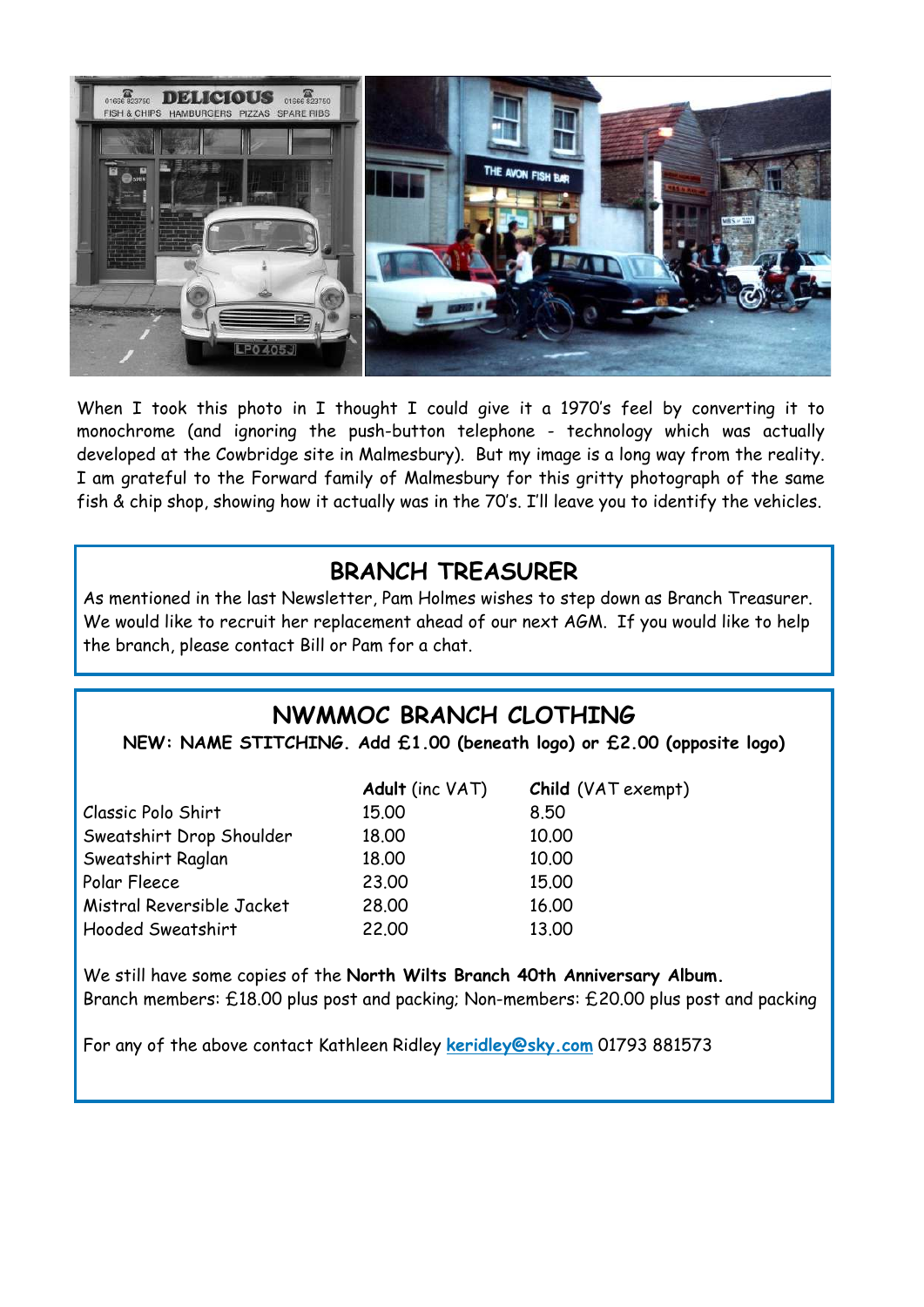When I took this photo in I thought I could give it a 1970's feel by converting it to monochrome (and ignoring the push-button telephone - technology which was actually developed at the Cowbridge site in Malmesbury). But my image is a long way from the reality. I am grateful to the Forward family of Malmesbury for this gritty photograph of the same fish & chip shop, showing how it actually was in the 70's. I'll leave you to identify the vehicles.

## BRANCH TREASURER

As mentioned in the last Newsletter, Pam Holmes wishes to step down as Branch Treasurer. We would like to recruit her replacement ahead of our next AGM. If you would like to help the branch, please contact Bill or Pam for a chat.

## NWMMOC BRANCH CLOTHING

**NEW: NAME STITCHING. Add £1.00 (beneath logo) or £2.00 (opposite logo)**

| | **Adult** (inc VAT) | **Child** (VAT exempt) |
|---|---|---|
| Classic Polo Shirt | 15.00 | 8.50 |
| Sweatshirt Drop Shoulder | 18.00 | 10.00 |
| Sweatshirt Raglan | 18.00 | 10.00 |
| Polar Fleece | 23.00 | 15.00 |
| Mistral Reversible Jacket | 28.00 | 16.00 |
| Hooded Sweatshirt | 22.00 | 13.00 |

We still have some copies of the **North Wilts Branch 40th Anniversary Album.**
Branch members: £18.00 plus post and packing; Non-members: £20.00 plus post and packing

For any of the above contact Kathleen Ridley **keridley@sky.com** 01793 881573